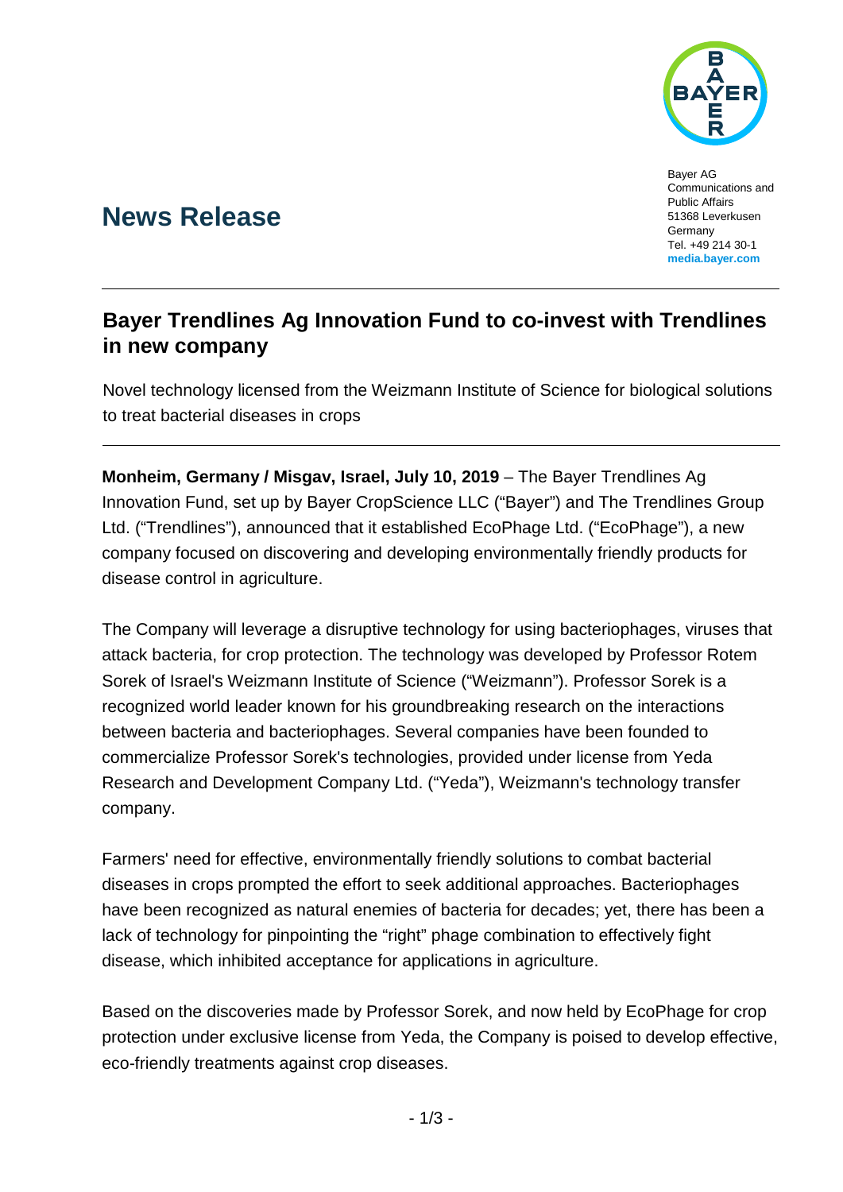Bayer AG
Communications and Public Affairs
51368 Leverkusen
Germany
Tel. +49 214 30-1
**media.bayer.com**

# News Release

## Bayer Trendlines Ag Innovation Fund to co-invest with Trendlines in new company

Novel technology licensed from the Weizmann Institute of Science for biological solutions to treat bacterial diseases in crops

**Monheim, Germany / Misgav, Israel, July 10, 2019** – The Bayer Trendlines Ag Innovation Fund, set up by Bayer CropScience LLC ("Bayer") and The Trendlines Group Ltd. ("Trendlines"), announced that it established EcoPhage Ltd. ("EcoPhage"), a new company focused on discovering and developing environmentally friendly products for disease control in agriculture.

The Company will leverage a disruptive technology for using bacteriophages, viruses that attack bacteria, for crop protection. The technology was developed by Professor Rotem Sorek of Israel's Weizmann Institute of Science ("Weizmann"). Professor Sorek is a recognized world leader known for his groundbreaking research on the interactions between bacteria and bacteriophages. Several companies have been founded to commercialize Professor Sorek's technologies, provided under license from Yeda Research and Development Company Ltd. ("Yeda"), Weizmann's technology transfer company.

Farmers' need for effective, environmentally friendly solutions to combat bacterial diseases in crops prompted the effort to seek additional approaches. Bacteriophages have been recognized as natural enemies of bacteria for decades; yet, there has been a lack of technology for pinpointing the "right" phage combination to effectively fight disease, which inhibited acceptance for applications in agriculture.

Based on the discoveries made by Professor Sorek, and now held by EcoPhage for crop protection under exclusive license from Yeda, the Company is poised to develop effective, eco-friendly treatments against crop diseases.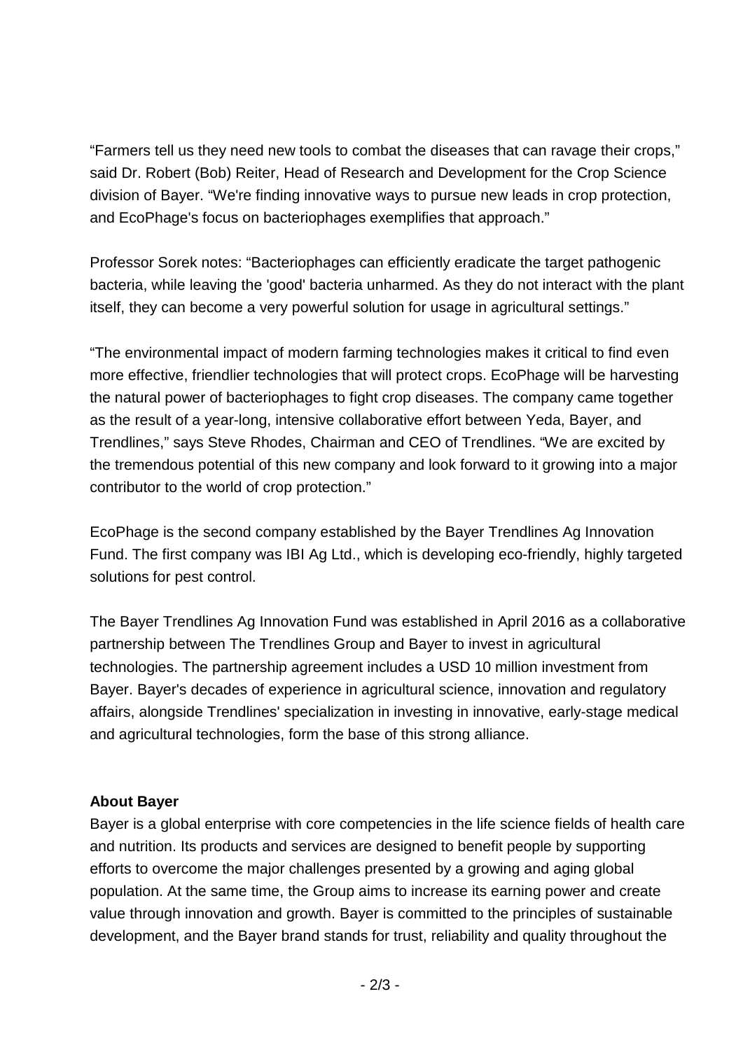"Farmers tell us they need new tools to combat the diseases that can ravage their crops," said Dr. Robert (Bob) Reiter, Head of Research and Development for the Crop Science division of Bayer. "We're finding innovative ways to pursue new leads in crop protection, and EcoPhage's focus on bacteriophages exemplifies that approach."

Professor Sorek notes: "Bacteriophages can efficiently eradicate the target pathogenic bacteria, while leaving the 'good' bacteria unharmed. As they do not interact with the plant itself, they can become a very powerful solution for usage in agricultural settings."

"The environmental impact of modern farming technologies makes it critical to find even more effective, friendlier technologies that will protect crops. EcoPhage will be harvesting the natural power of bacteriophages to fight crop diseases. The company came together as the result of a year-long, intensive collaborative effort between Yeda, Bayer, and Trendlines," says Steve Rhodes, Chairman and CEO of Trendlines. "We are excited by the tremendous potential of this new company and look forward to it growing into a major contributor to the world of crop protection."

EcoPhage is the second company established by the Bayer Trendlines Ag Innovation Fund. The first company was IBI Ag Ltd., which is developing eco-friendly, highly targeted solutions for pest control.

The Bayer Trendlines Ag Innovation Fund was established in April 2016 as a collaborative partnership between The Trendlines Group and Bayer to invest in agricultural technologies. The partnership agreement includes a USD 10 million investment from Bayer. Bayer's decades of experience in agricultural science, innovation and regulatory affairs, alongside Trendlines' specialization in investing in innovative, early-stage medical and agricultural technologies, form the base of this strong alliance.

**About Bayer**

Bayer is a global enterprise with core competencies in the life science fields of health care and nutrition. Its products and services are designed to benefit people by supporting efforts to overcome the major challenges presented by a growing and aging global population. At the same time, the Group aims to increase its earning power and create value through innovation and growth. Bayer is committed to the principles of sustainable development, and the Bayer brand stands for trust, reliability and quality throughout the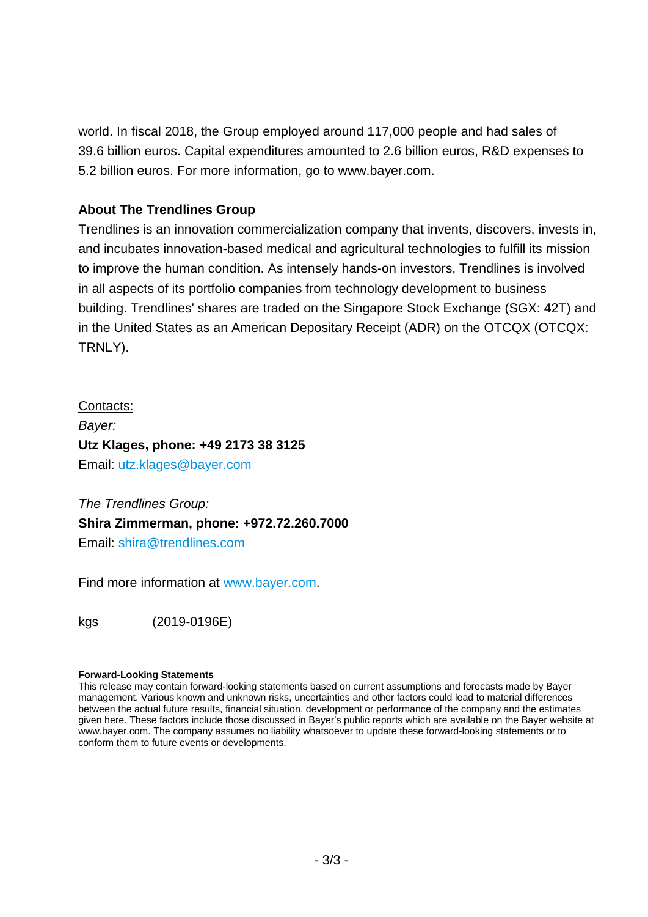world. In fiscal 2018, the Group employed around 117,000 people and had sales of 39.6 billion euros. Capital expenditures amounted to 2.6 billion euros, R&D expenses to 5.2 billion euros. For more information, go to www.bayer.com.

**About The Trendlines Group**

Trendlines is an innovation commercialization company that invents, discovers, invests in, and incubates innovation-based medical and agricultural technologies to fulfill its mission to improve the human condition. As intensely hands-on investors, Trendlines is involved in all aspects of its portfolio companies from technology development to business building. Trendlines' shares are traded on the Singapore Stock Exchange (SGX: 42T) and in the United States as an American Depositary Receipt (ADR) on the OTCQX (OTCQX: TRNLY).

Contacts:

*Bayer:*

**Utz Klages, phone: +49 2173 38 3125**

Email: utz.klages@bayer.com

*The Trendlines Group:*

**Shira Zimmerman, phone: +972.72.260.7000**

Email: shira@trendlines.com

Find more information at www.bayer.com.

kgs (2019-0196E)

**Forward-Looking Statements**

This release may contain forward-looking statements based on current assumptions and forecasts made by Bayer management. Various known and unknown risks, uncertainties and other factors could lead to material differences between the actual future results, financial situation, development or performance of the company and the estimates given here. These factors include those discussed in Bayer's public reports which are available on the Bayer website at www.bayer.com. The company assumes no liability whatsoever to update these forward-looking statements or to conform them to future events or developments.